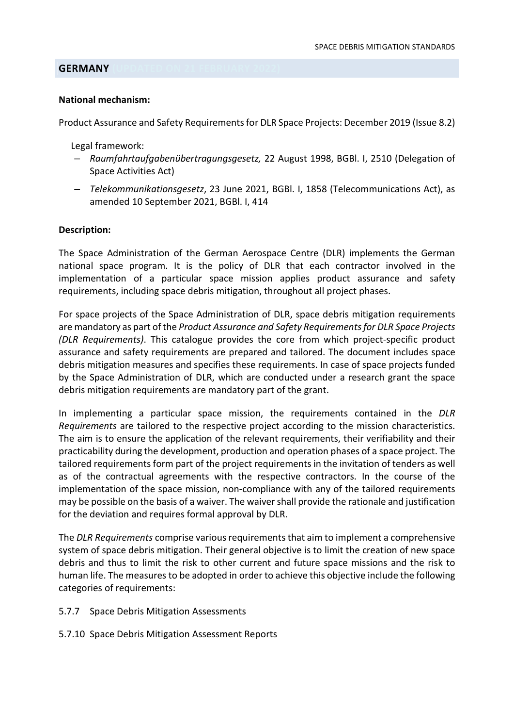## GERMANY (UPDATED ON 21 FEBRUARY 2022)

**National mechanism:**

Product Assurance and Safety Requirements for DLR Space Projects: December 2019 (Issue 8.2)

Legal framework:

- *Raumfahrtaufgabenübertragungsgesetz,* 22 August 1998, BGBl. I, 2510 (Delegation of Space Activities Act)
- *Telekommunikationsgesetz*, 23 June 2021, BGBl. I, 1858 (Telecommunications Act), as amended 10 September 2021, BGBl. I, 414

**Description:**

The Space Administration of the German Aerospace Centre (DLR) implements the German national space program. It is the policy of DLR that each contractor involved in the implementation of a particular space mission applies product assurance and safety requirements, including space debris mitigation, throughout all project phases.

For space projects of the Space Administration of DLR, space debris mitigation requirements are mandatory as part of the *Product Assurance and Safety Requirements for DLR Space Projects (DLR Requirements)*. This catalogue provides the core from which project-specific product assurance and safety requirements are prepared and tailored. The document includes space debris mitigation measures and specifies these requirements. In case of space projects funded by the Space Administration of DLR, which are conducted under a research grant the space debris mitigation requirements are mandatory part of the grant.

In implementing a particular space mission, the requirements contained in the *DLR Requirements* are tailored to the respective project according to the mission characteristics. The aim is to ensure the application of the relevant requirements, their verifiability and their practicability during the development, production and operation phases of a space project. The tailored requirements form part of the project requirements in the invitation of tenders as well as of the contractual agreements with the respective contractors. In the course of the implementation of the space mission, non-compliance with any of the tailored requirements may be possible on the basis of a waiver. The waiver shall provide the rationale and justification for the deviation and requires formal approval by DLR.

The *DLR Requirements* comprise various requirements that aim to implement a comprehensive system of space debris mitigation. Their general objective is to limit the creation of new space debris and thus to limit the risk to other current and future space missions and the risk to human life. The measures to be adopted in order to achieve this objective include the following categories of requirements:

5.7.7 Space Debris Mitigation Assessments

5.7.10 Space Debris Mitigation Assessment Reports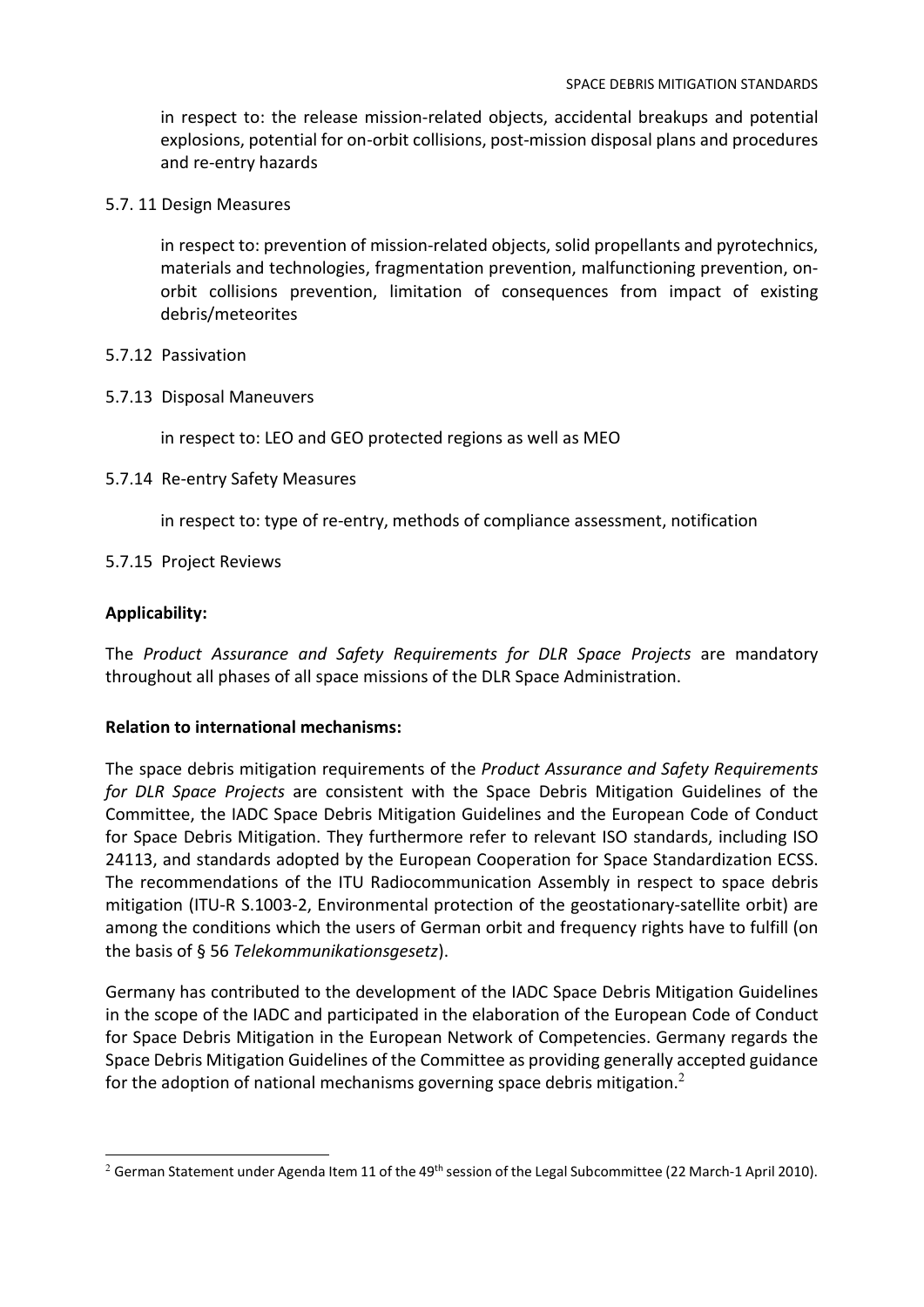in respect to: the release mission-related objects, accidental breakups and potential explosions, potential for on-orbit collisions, post-mission disposal plans and procedures and re-entry hazards

5.7. 11 Design Measures

in respect to: prevention of mission-related objects, solid propellants and pyrotechnics, materials and technologies, fragmentation prevention, malfunctioning prevention, on-orbit collisions prevention, limitation of consequences from impact of existing debris/meteorites

5.7.12 Passivation

5.7.13 Disposal Maneuvers

in respect to: LEO and GEO protected regions as well as MEO

5.7.14 Re-entry Safety Measures

in respect to: type of re-entry, methods of compliance assessment, notification

5.7.15 Project Reviews

**Applicability:**

The *Product Assurance and Safety Requirements for DLR Space Projects* are mandatory throughout all phases of all space missions of the DLR Space Administration.

**Relation to international mechanisms:**

The space debris mitigation requirements of the *Product Assurance and Safety Requirements for DLR Space Projects* are consistent with the Space Debris Mitigation Guidelines of the Committee, the IADC Space Debris Mitigation Guidelines and the European Code of Conduct for Space Debris Mitigation. They furthermore refer to relevant ISO standards, including ISO 24113, and standards adopted by the European Cooperation for Space Standardization ECSS. The recommendations of the ITU Radiocommunication Assembly in respect to space debris mitigation (ITU-R S.1003-2, Environmental protection of the geostationary-satellite orbit) are among the conditions which the users of German orbit and frequency rights have to fulfill (on the basis of § 56 *Telekommunikationsgesetz*).

Germany has contributed to the development of the IADC Space Debris Mitigation Guidelines in the scope of the IADC and participated in the elaboration of the European Code of Conduct for Space Debris Mitigation in the European Network of Competencies. Germany regards the Space Debris Mitigation Guidelines of the Committee as providing generally accepted guidance for the adoption of national mechanisms governing space debris mitigation.[2]

[2] German Statement under Agenda Item 11 of the 49th session of the Legal Subcommittee (22 March-1 April 2010).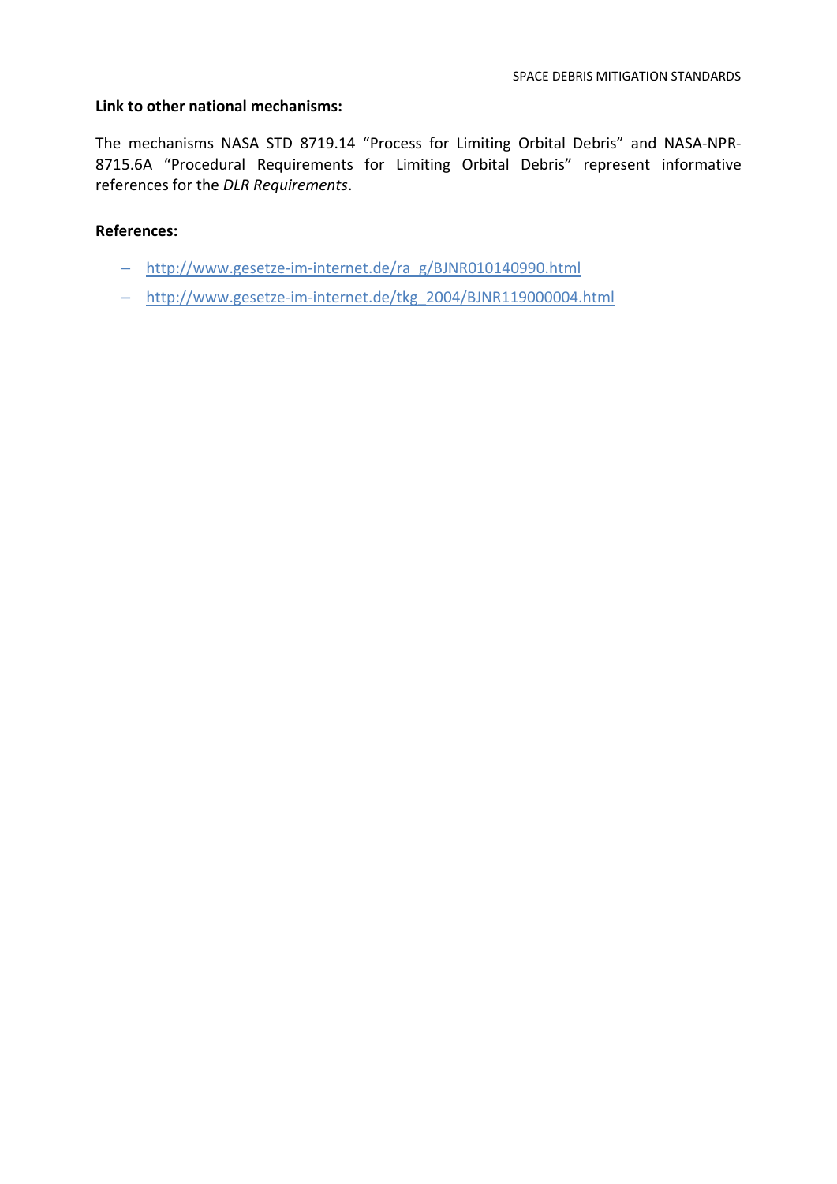**Link to other national mechanisms:**

The mechanisms NASA STD 8719.14 "Process for Limiting Orbital Debris" and NASA-NPR-8715.6A "Procedural Requirements for Limiting Orbital Debris" represent informative references for the *DLR Requirements*.

**References:**

- http://www.gesetze-im-internet.de/ra_g/BJNR010140990.html
- http://www.gesetze-im-internet.de/tkg_2004/BJNR119000004.html